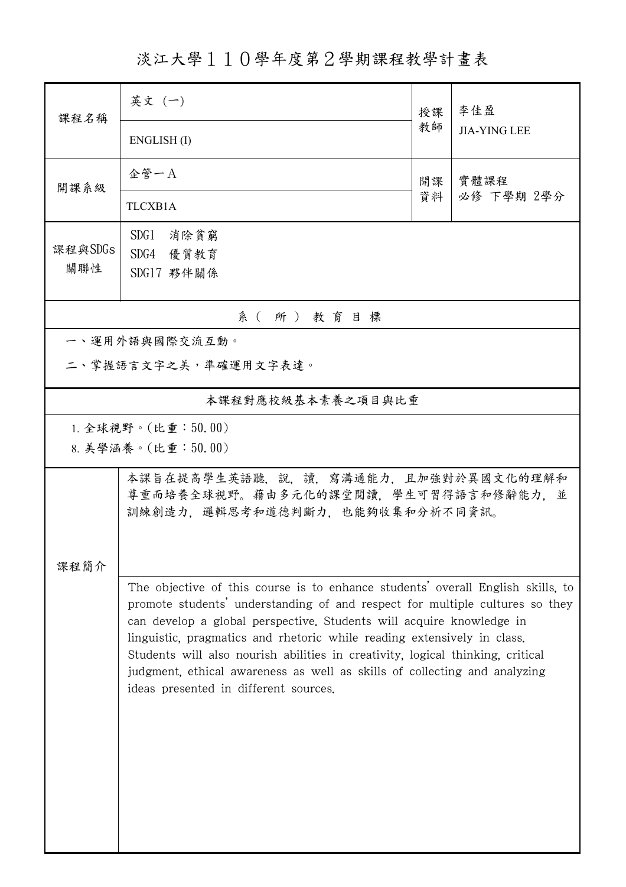# 淡江大學１１０學年度第２學期課程教學計畫表

| 課程名稱 | 英文 (一)<br>ENGLISH (I) | 授課教師 | 李佳盈<br>JIA-YING LEE |
|---|---|---|---|
| 開課系級 | 企管一A<br>TLCXB1A | 開課資料 | 實體課程<br>必修 下學期 2學分 |
| 課程與SDGs關聯性 | SDG1 消除貧窮<br>SDG4 優質教育<br>SDG17 夥伴關係 | | |

## 系（所）教育目標

一、運用外語與國際交流互動。

二、掌握語言文字之美，準確運用文字表達。

## 本課程對應校級基本素養之項目與比重

1. 全球視野。(比重：50.00)
8. 美學涵養。(比重：50.00)

## 課程簡介

本課旨在提高學生英語聽，說，讀，寫溝通能力，且加強對於異國文化的理解和尊重而培養全球視野。藉由多元化的課堂閱讀，學生可習得語言和修辭能力，並訓練創造力，邏輯思考和道德判斷力，也能夠收集和分析不同資訊。

The objective of this course is to enhance students' overall English skills, to promote students' understanding of and respect for multiple cultures so they can develop a global perspective. Students will acquire knowledge in linguistic, pragmatics and rhetoric while reading extensively in class. Students will also nourish abilities in creativity, logical thinking, critical judgment, ethical awareness as well as skills of collecting and analyzing ideas presented in different sources.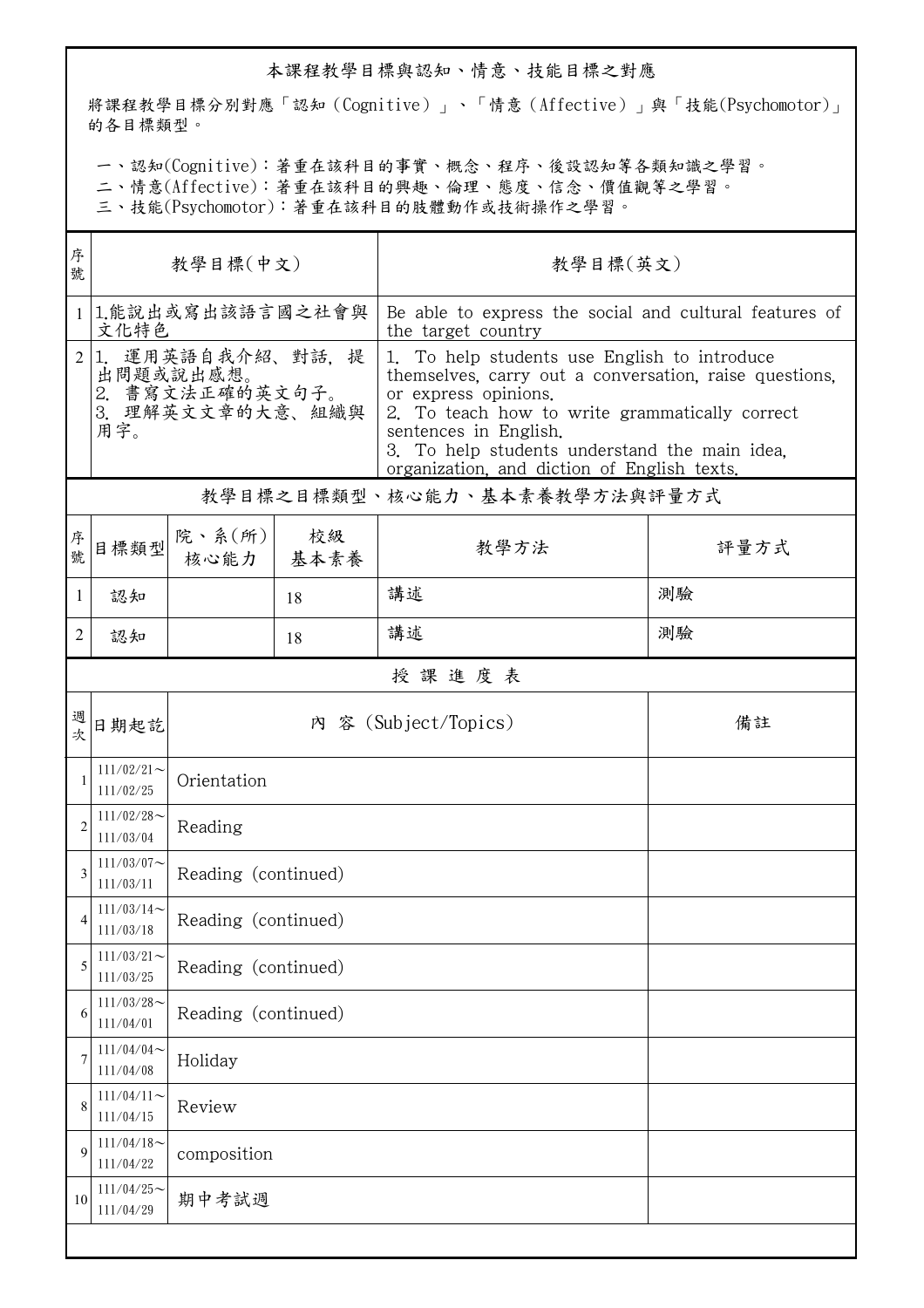## 本課程教學目標與認知、情意、技能目標之對應

將課程教學目標分別對應「認知（Cognitive）」、「情意（Affective）」與「技能(Psychomotor)」的各目標類型。

一、認知(Cognitive)：著重在該科目的事實、概念、程序、後設認知等各類知識之學習。
二、情意(Affective)：著重在該科目的興趣、倫理、態度、信念、價值觀等之學習。
三、技能(Psychomotor)：著重在該科目的肢體動作或技術操作之學習。

| 序號 | 教學目標(中文) | 教學目標(英文) |
|---|---|---|
| 1 | 1.能說出或寫出該語言國之社會與文化特色 | Be able to express the social and cultural features of the target country |
| 2 | 1. 運用英語自我介紹、對話，提出問題或說出感想。<br>2. 書寫文法正確的英文句子。<br>3. 理解英文文章的大意、組織與用字。 | 1. To help students use English to introduce themselves, carry out a conversation, raise questions, or express opinions.<br>2. To teach how to write grammatically correct sentences in English.<br>3. To help students understand the main idea, organization, and diction of English texts. |

## 教學目標之目標類型、核心能力、基本素養教學方法與評量方式

| 序號 | 目標類型 | 院、系(所)核心能力 | 校級基本素養 | 教學方法 | 評量方式 |
|---|---|---|---|---|---|
| 1 | 認知 | | 18 | 講述 | 測驗 |
| 2 | 認知 | | 18 | 講述 | 測驗 |

## 授 課 進 度 表

| 週次 | 日期起訖 | 內 容 (Subject/Topics) | 備註 |
|---|---|---|---|
| 1 | 111/02/21～111/02/25 | Orientation | |
| 2 | 111/02/28～111/03/04 | Reading | |
| 3 | 111/03/07～111/03/11 | Reading (continued) | |
| 4 | 111/03/14～111/03/18 | Reading (continued) | |
| 5 | 111/03/21～111/03/25 | Reading (continued) | |
| 6 | 111/03/28～111/04/01 | Reading (continued) | |
| 7 | 111/04/04～111/04/08 | Holiday | |
| 8 | 111/04/11～111/04/15 | Review | |
| 9 | 111/04/18～111/04/22 | composition | |
| 10 | 111/04/25～111/04/29 | 期中考試週 | |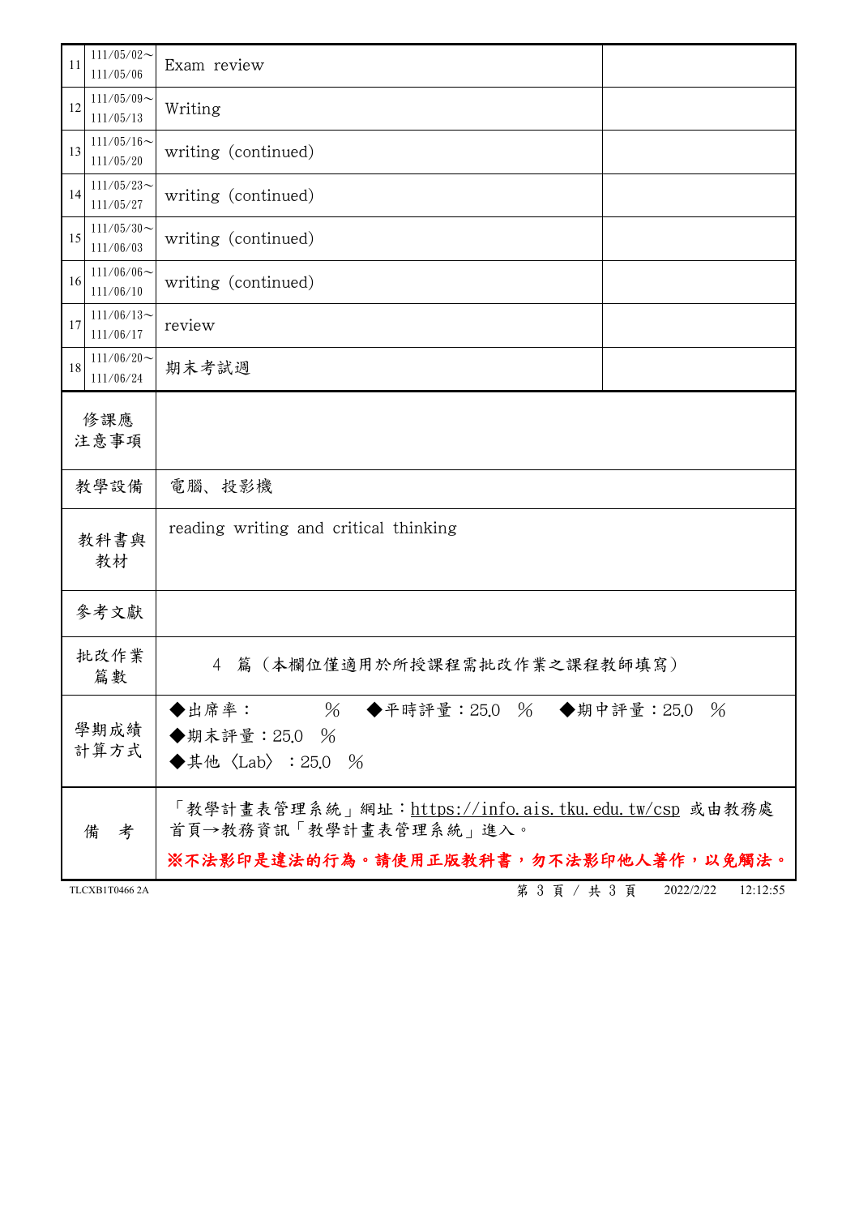| | | | |
|---|---|---|---|
| 11 | 111/05/02～111/05/06 | Exam review | |
| 12 | 111/05/09～111/05/13 | Writing | |
| 13 | 111/05/16～111/05/20 | writing (continued) | |
| 14 | 111/05/23～111/05/27 | writing (continued) | |
| 15 | 111/05/30～111/06/03 | writing (continued) | |
| 16 | 111/06/06～111/06/10 | writing (continued) | |
| 17 | 111/06/13～111/06/17 | review | |
| 18 | 111/06/20～111/06/24 | 期末考試週 | |

| | |
|---|---|
| 修課應注意事項 | |
| 教學設備 | 電腦、投影機 |
| 教科書與教材 | reading writing and critical thinking |
| 參考文獻 | |
| 批改作業篇數 | 4 篇（本欄位僅適用於所授課程需批改作業之課程教師填寫） |
| 學期成績計算方式 | ◆出席率： ％ ◆平時評量：25.0 ％ ◆期中評量：25.0 ％<br>◆期末評量：25.0 ％<br>◆其他〈Lab〉：25.0 ％ |
| 備　考 | 「教學計畫表管理系統」網址：https://info.ais.tku.edu.tw/csp 或由教務處首頁→教務資訊「教學計畫表管理系統」進入。<br>**※不法影印是違法的行為。請使用正版教科書，勿不法影印他人著作，以免觸法。** |

TLCXB1T0466 2A　　2022/2/22　12:12:55